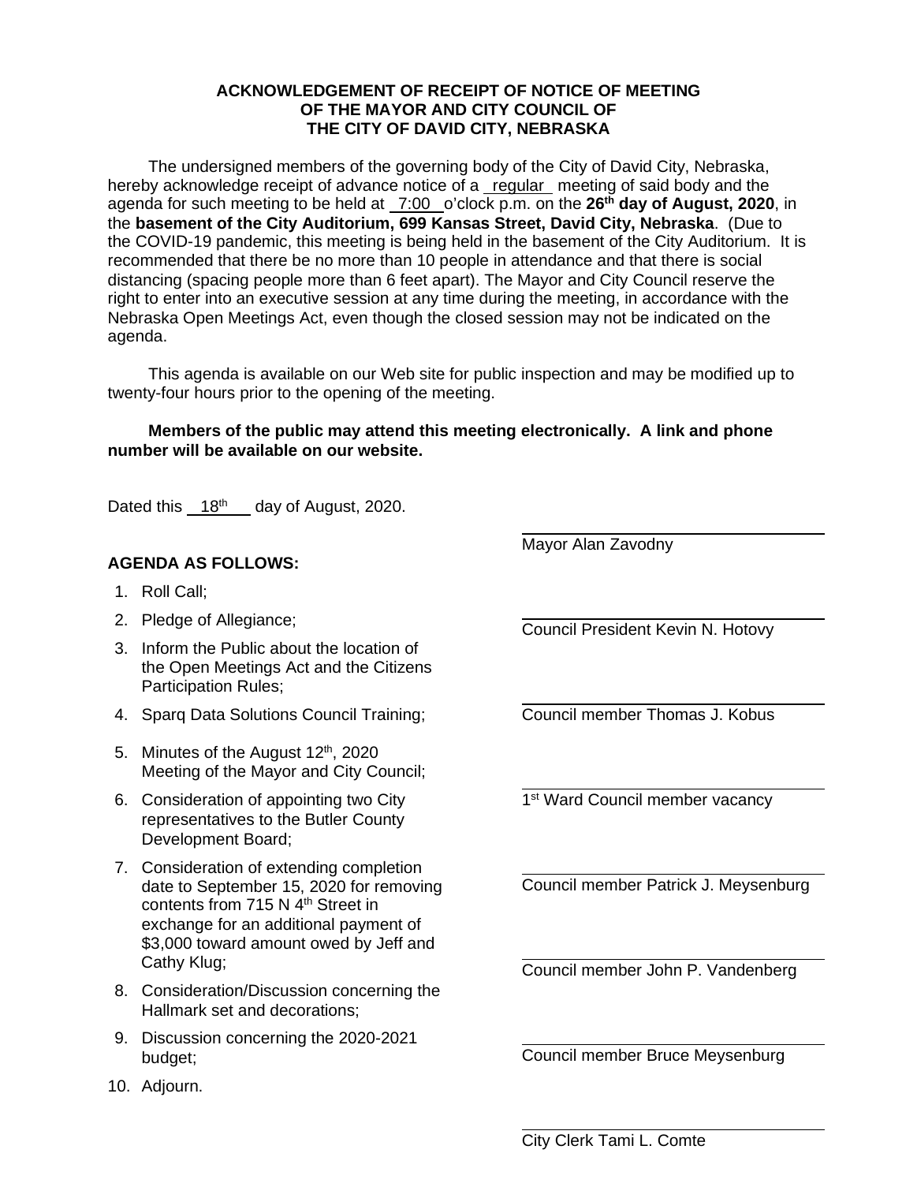**ACKNOWLEDGEMENT OF RECEIPT OF NOTICE OF MEETING OF THE MAYOR AND CITY COUNCIL OF THE CITY OF DAVID CITY, NEBRASKA**

The undersigned members of the governing body of the City of David City, Nebraska, hereby acknowledge receipt of advance notice of a regular meeting of said body and the agenda for such meeting to be held at 7:00 o'clock p.m. on the **26th day of August, 2020**, in the **basement of the City Auditorium, 699 Kansas Street, David City, Nebraska**. (Due to the COVID-19 pandemic, this meeting is being held in the basement of the City Auditorium. It is recommended that there be no more than 10 people in attendance and that there is social distancing (spacing people more than 6 feet apart). The Mayor and City Council reserve the right to enter into an executive session at any time during the meeting, in accordance with the Nebraska Open Meetings Act, even though the closed session may not be indicated on the agenda.

This agenda is available on our Web site for public inspection and may be modified up to twenty-four hours prior to the opening of the meeting.

**Members of the public may attend this meeting electronically. A link and phone number will be available on our website.**

Dated this 18th day of August, 2020.

**AGENDA AS FOLLOWS:**

1. Roll Call;
2. Pledge of Allegiance;
3. Inform the Public about the location of the Open Meetings Act and the Citizens Participation Rules;
4. Sparq Data Solutions Council Training;
5. Minutes of the August 12th, 2020 Meeting of the Mayor and City Council;
6. Consideration of appointing two City representatives to the Butler County Development Board;
7. Consideration of extending completion date to September 15, 2020 for removing contents from 715 N 4th Street in exchange for an additional payment of $3,000 toward amount owed by Jeff and Cathy Klug;
8. Consideration/Discussion concerning the Hallmark set and decorations;
9. Discussion concerning the 2020-2021 budget;
10. Adjourn.

\_\_\_\_\_\_\_\_\_\_\_\_\_\_\_\_\_\_\_\_\_\_\_\_\_\_\_\_
Mayor Alan Zavodny

\_\_\_\_\_\_\_\_\_\_\_\_\_\_\_\_\_\_\_\_\_\_\_\_\_\_\_\_
Council President Kevin N. Hotovy

\_\_\_\_\_\_\_\_\_\_\_\_\_\_\_\_\_\_\_\_\_\_\_\_\_\_\_\_
Council member Thomas J. Kobus

\_\_\_\_\_\_\_\_\_\_\_\_\_\_\_\_\_\_\_\_\_\_\_\_\_\_\_\_
1st Ward Council member vacancy

\_\_\_\_\_\_\_\_\_\_\_\_\_\_\_\_\_\_\_\_\_\_\_\_\_\_\_\_
Council member Patrick J. Meysenburg

\_\_\_\_\_\_\_\_\_\_\_\_\_\_\_\_\_\_\_\_\_\_\_\_\_\_\_\_
Council member John P. Vandenberg

\_\_\_\_\_\_\_\_\_\_\_\_\_\_\_\_\_\_\_\_\_\_\_\_\_\_\_\_
Council member Bruce Meysenburg

\_\_\_\_\_\_\_\_\_\_\_\_\_\_\_\_\_\_\_\_\_\_\_\_\_\_\_\_
City Clerk Tami L. Comte